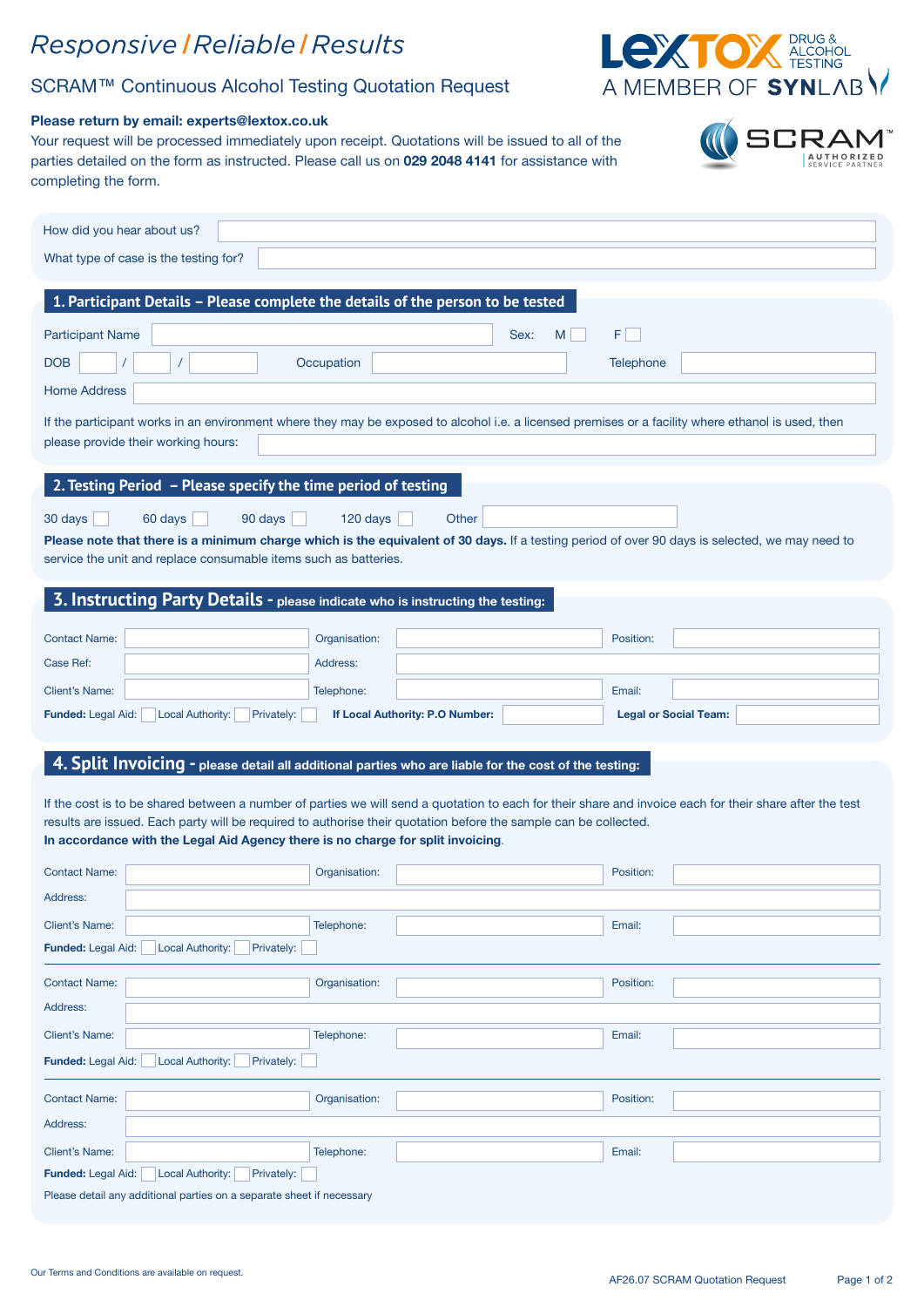# Responsive / Reliable / Results

## SCRAM™ Continuous Alcohol Testing Quotation Request

**Please return by email: experts@lextox.co.uk**

Your request will be processed immediately upon receipt. Quotations will be issued to all of the parties detailed on the form as instructed. Please call us on **029 2048 4141** for assistance with completing the form.

How did you hear about us?

What type of case is the testing for?

## 1. Participant Details – Please complete the details of the person to be tested

Participant Name | Sex: M ☐ F ☐

DOB / / | Occupation | Telephone

Home Address

If the participant works in an environment where they may be exposed to alcohol i.e. a licensed premises or a facility where ethanol is used, then please provide their working hours:

## 2. Testing Period – Please specify the time period of testing

30 days ☐ 60 days ☐ 90 days ☐ 120 days ☐ Other

**Please note that there is a minimum charge which is the equivalent of 30 days.** If a testing period of over 90 days is selected, we may need to service the unit and replace consumable items such as batteries.

## 3. Instructing Party Details - please indicate who is instructing the testing:

Contact Name: | Organisation: | Position:

Case Ref: | Address:

Client's Name: | Telephone: | Email:

**Funded:** Legal Aid: ☐ Local Authority: ☐ Privately: ☐ **If Local Authority: P.O Number:** **Legal or Social Team:**

## 4. Split Invoicing - please detail all additional parties who are liable for the cost of the testing:

If the cost is to be shared between a number of parties we will send a quotation to each for their share and invoice each for their share after the test results are issued. Each party will be required to authorise their quotation before the sample can be collected.
**In accordance with the Legal Aid Agency there is no charge for split invoicing**.

Contact Name: | Organisation: | Position:

Address:

Client's Name: | Telephone: | Email:

**Funded:** Legal Aid: ☐ Local Authority: ☐ Privately: ☐

---

Contact Name: | Organisation: | Position:

Address:

Client's Name: | Telephone: | Email:

**Funded:** Legal Aid: ☐ Local Authority: ☐ Privately: ☐

---

Contact Name: | Organisation: | Position:

Address:

Client's Name: | Telephone: | Email:

**Funded:** Legal Aid: ☐ Local Authority: ☐ Privately: ☐

Please detail any additional parties on a separate sheet if necessary

Our Terms and Conditions are available on request.

AF26.07 SCRAM Quotation Request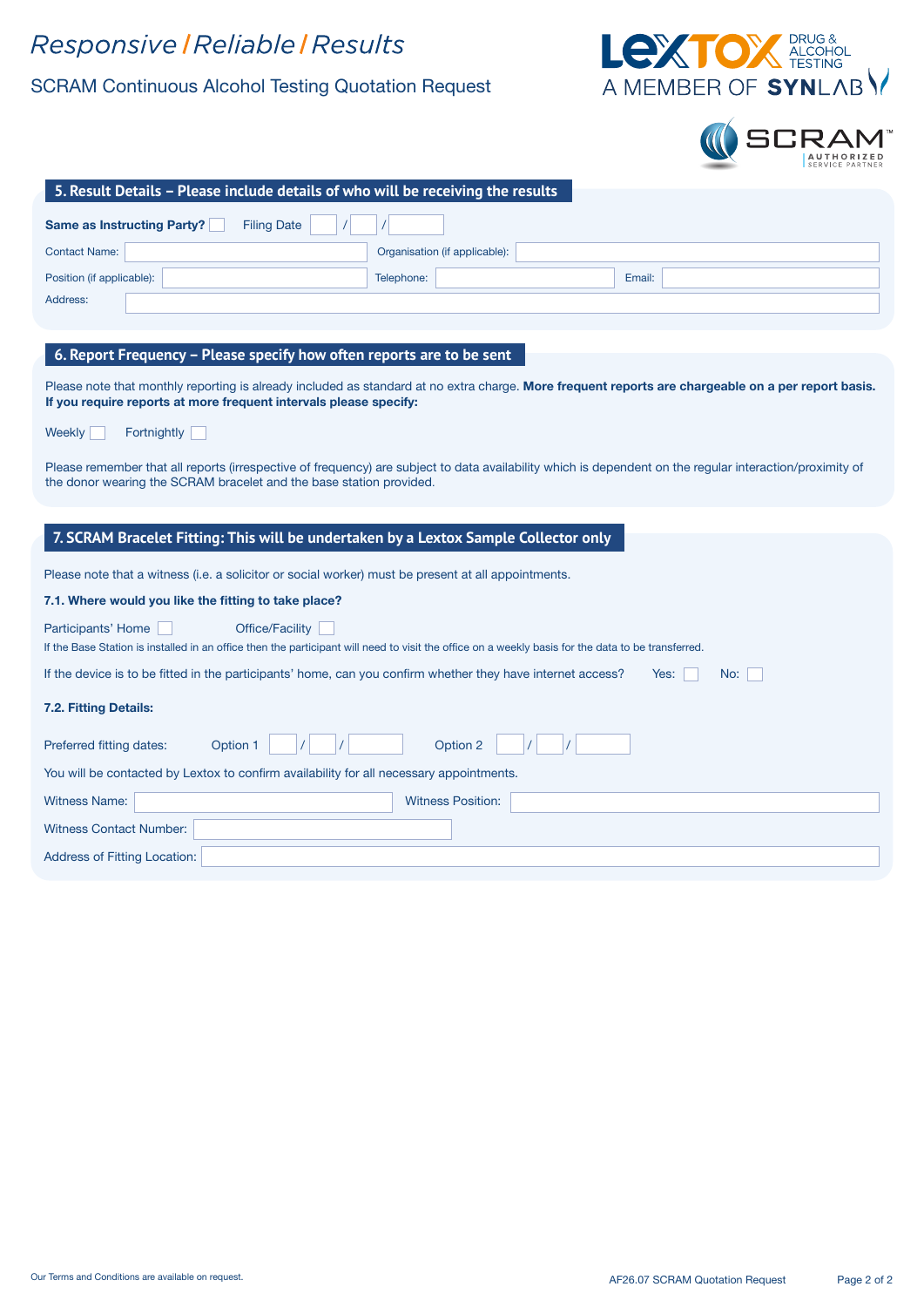# Responsive / Reliable / Results

SCRAM Continuous Alcohol Testing Quotation Request

## 5. Result Details – Please include details of who will be receiving the results

**Same as Instructing Party?** ☐ Filing Date ___ / ___ / ______

Contact Name: ______ Organisation (if applicable): ______

Position (if applicable): ______ Telephone: ______ Email: ______

Address: ______

## 6. Report Frequency – Please specify how often reports are to be sent

Please note that monthly reporting is already included as standard at no extra charge. **More frequent reports are chargeable on a per report basis. If you require reports at more frequent intervals please specify:**

Weekly ☐ Fortnightly ☐

Please remember that all reports (irrespective of frequency) are subject to data availability which is dependent on the regular interaction/proximity of the donor wearing the SCRAM bracelet and the base station provided.

## 7. SCRAM Bracelet Fitting: This will be undertaken by a Lextox Sample Collector only

Please note that a witness (i.e. a solicitor or social worker) must be present at all appointments.

**7.1. Where would you like the fitting to take place?**

Participants' Home ☐ Office/Facility ☐

If the Base Station is installed in an office then the participant will need to visit the office on a weekly basis for the data to be transferred.

If the device is to be fitted in the participants' home, can you confirm whether they have internet access? Yes: ☐ No: ☐

**7.2. Fitting Details:**

Preferred fitting dates: Option 1 ___ / ___ / ______ Option 2 ___ / ___ / ______

You will be contacted by Lextox to confirm availability for all necessary appointments.

Witness Name: ______ Witness Position: ______

Witness Contact Number: ______

Address of Fitting Location: ______

Our Terms and Conditions are available on request.

AF26.07 SCRAM Quotation Request